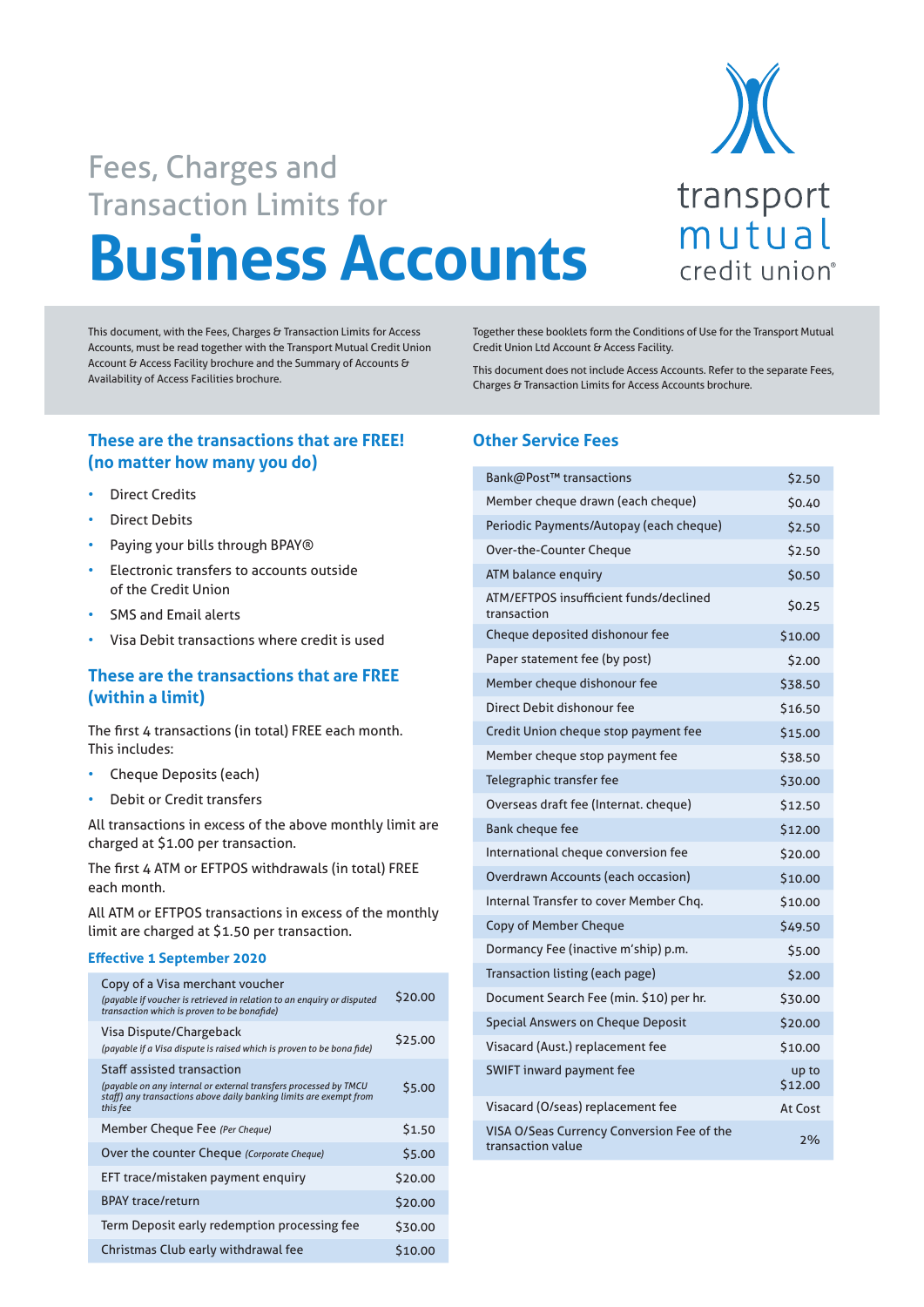# Fees, Charges and Transaction Limits for Business Accounts

transport mutual credit union®

This document, with the Fees, Charges & Transaction Limits for Access Accounts, must be read together with the Transport Mutual Credit Union Account & Access Facility brochure and the Summary of Accounts & Availability of Access Facilities brochure.

Together these booklets form the Conditions of Use for the Transport Mutual Credit Union Ltd Account & Access Facility.

This document does not include Access Accounts. Refer to the separate Fees, Charges & Transaction Limits for Access Accounts brochure.

## These are the transactions that are FREE! (no matter how many you do)

- Direct Credits
- Direct Debits
- Paying your bills through BPAY®
- Electronic transfers to accounts outside of the Credit Union
- SMS and Email alerts
- Visa Debit transactions where credit is used

## These are the transactions that are FREE (within a limit)

The first 4 transactions (in total) FREE each month. This includes:

- Cheque Deposits (each)
- Debit or Credit transfers

All transactions in excess of the above monthly limit are charged at $1.00 per transaction.

The first 4 ATM or EFTPOS withdrawals (in total) FREE each month.

All ATM or EFTPOS transactions in excess of the monthly limit are charged at $1.50 per transaction.

### Effective 1 September 2020

| Fee | Amount |
|---|---|
| Copy of a Visa merchant voucher *(payable if voucher is retrieved in relation to an enquiry or disputed transaction which is proven to be bonafide)* | $20.00 |
| Visa Dispute/Chargeback *(payable if a Visa dispute is raised which is proven to be bona fide)* | $25.00 |
| Staff assisted transaction *(payable on any internal or external transfers processed by TMCU staff) any transactions above daily banking limits are exempt from this fee* | $5.00 |
| Member Cheque Fee *(Per Cheque)* | $1.50 |
| Over the counter Cheque *(Corporate Cheque)* | $5.00 |
| EFT trace/mistaken payment enquiry | $20.00 |
| BPAY trace/return | $20.00 |
| Term Deposit early redemption processing fee | $30.00 |
| Christmas Club early withdrawal fee | $10.00 |

## Other Service Fees

| Service | Fee |
|---|---|
| Bank@Post™ transactions | $2.50 |
| Member cheque drawn (each cheque) | $0.40 |
| Periodic Payments/Autopay (each cheque) | $2.50 |
| Over-the-Counter Cheque | $2.50 |
| ATM balance enquiry | $0.50 |
| ATM/EFTPOS insufficient funds/declined transaction | $0.25 |
| Cheque deposited dishonour fee | $10.00 |
| Paper statement fee (by post) | $2.00 |
| Member cheque dishonour fee | $38.50 |
| Direct Debit dishonour fee | $16.50 |
| Credit Union cheque stop payment fee | $15.00 |
| Member cheque stop payment fee | $38.50 |
| Telegraphic transfer fee | $30.00 |
| Overseas draft fee (Internat. cheque) | $12.50 |
| Bank cheque fee | $12.00 |
| International cheque conversion fee | $20.00 |
| Overdrawn Accounts (each occasion) | $10.00 |
| Internal Transfer to cover Member Chq. | $10.00 |
| Copy of Member Cheque | $49.50 |
| Dormancy Fee (inactive m'ship) p.m. | $5.00 |
| Transaction listing (each page) | $2.00 |
| Document Search Fee (min. $10) per hr. | $30.00 |
| Special Answers on Cheque Deposit | $20.00 |
| Visacard (Aust.) replacement fee | $10.00 |
| SWIFT inward payment fee | up to $12.00 |
| Visacard (O/seas) replacement fee | At Cost |
| VISA O/Seas Currency Conversion Fee of the transaction value | 2% |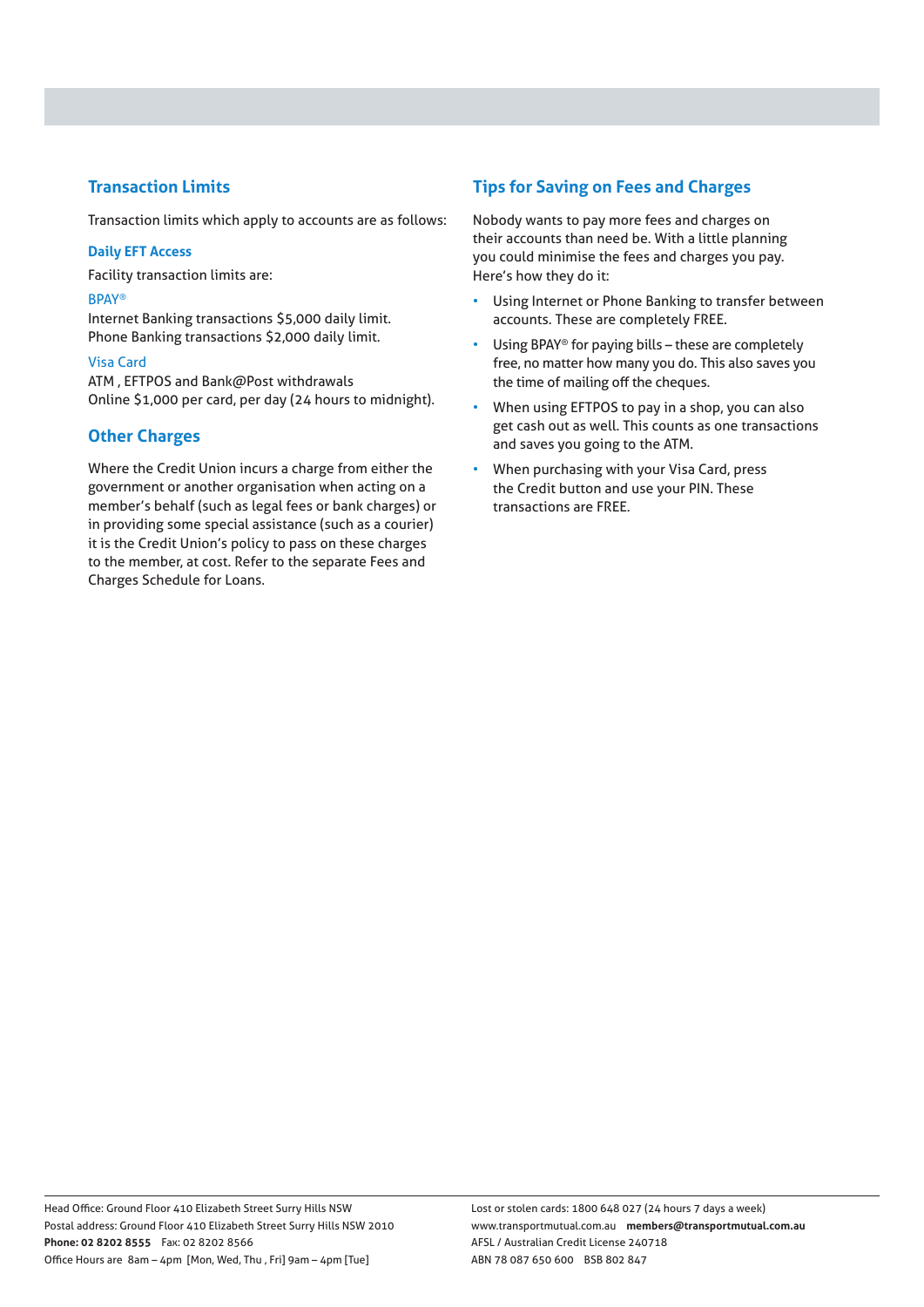## Transaction Limits

Transaction limits which apply to accounts are as follows:

### Daily EFT Access

Facility transaction limits are:

#### BPAY®

Internet Banking transactions $5,000 daily limit.
Phone Banking transactions $2,000 daily limit.

#### Visa Card

ATM , EFTPOS and Bank@Post withdrawals
Online $1,000 per card, per day (24 hours to midnight).

## Other Charges

Where the Credit Union incurs a charge from either the government or another organisation when acting on a member's behalf (such as legal fees or bank charges) or in providing some special assistance (such as a courier) it is the Credit Union's policy to pass on these charges to the member, at cost. Refer to the separate Fees and Charges Schedule for Loans.

## Tips for Saving on Fees and Charges

Nobody wants to pay more fees and charges on their accounts than need be. With a little planning you could minimise the fees and charges you pay. Here's how they do it:

- Using Internet or Phone Banking to transfer between accounts. These are completely FREE.
- Using BPAY® for paying bills – these are completely free, no matter how many you do. This also saves you the time of mailing off the cheques.
- When using EFTPOS to pay in a shop, you can also get cash out as well. This counts as one transactions and saves you going to the ATM.
- When purchasing with your Visa Card, press the Credit button and use your PIN. These transactions are FREE.